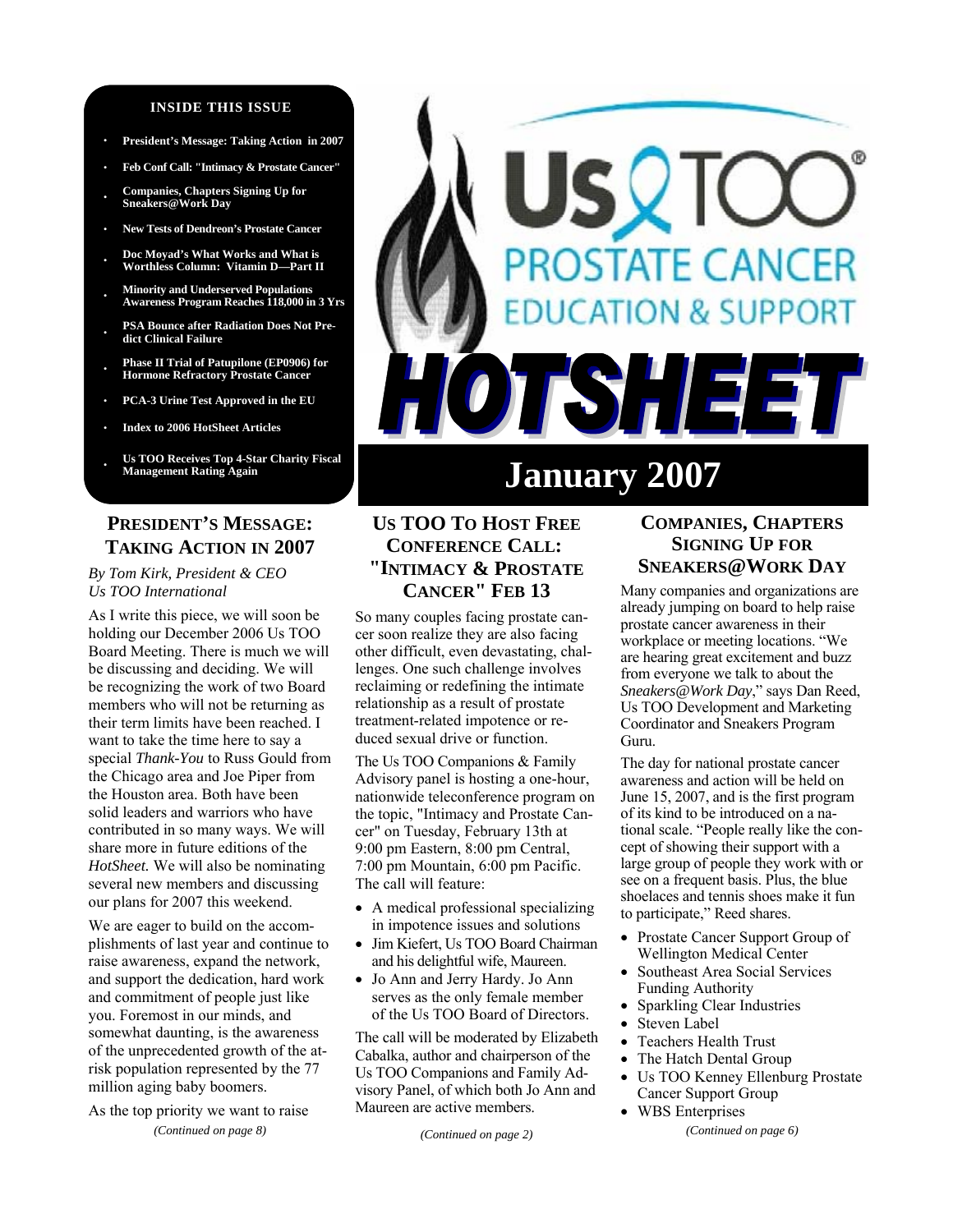**INSIDE THIS ISSUE**

- President's Message: Taking Action in 2007
- Feb Conf Call: "Intimacy & Prostate Cancer"
- Companies, Chapters Signing Up for Sneakers@Work Day
- New Tests of Dendreon's Prostate Cancer
- Doc Moyad's What Works and What is Worthless Column: Vitamin D—Part II
- Minority and Underserved Populations Awareness Program Reaches 118,000 in 3 Yrs
- PSA Bounce after Radiation Does Not Predict Clinical Failure
- Phase II Trial of Patupilone (EP0906) for Hormone Refractory Prostate Cancer
- PCA-3 Urine Test Approved in the EU
- Index to 2006 HotSheet Articles
- Us TOO Receives Top 4-Star Charity Fiscal Management Rating Again

# Us TOO® PROSTATE CANCER EDUCATION & SUPPORT HOTSHEET

# January 2007

## PRESIDENT'S MESSAGE: TAKING ACTION IN 2007

*By Tom Kirk, President & CEO Us TOO International*

As I write this piece, we will soon be holding our December 2006 Us TOO Board Meeting. There is much we will be discussing and deciding. We will be recognizing the work of two Board members who will not be returning as their term limits have been reached. I want to take the time here to say a special *Thank-You* to Russ Gould from the Chicago area and Joe Piper from the Houston area. Both have been solid leaders and warriors who have contributed in so many ways. We will share more in future editions of the *HotSheet.* We will also be nominating several new members and discussing our plans for 2007 this weekend.

We are eager to build on the accomplishments of last year and continue to raise awareness, expand the network, and support the dedication, hard work and commitment of people just like you. Foremost in our minds, and somewhat daunting, is the awareness of the unprecedented growth of the at-risk population represented by the 77 million aging baby boomers.

As the top priority we want to raise

*(Continued on page 8)*

## US TOO TO HOST FREE CONFERENCE CALL: "INTIMACY & PROSTATE CANCER" FEB 13

So many couples facing prostate cancer soon realize they are also facing other difficult, even devastating, challenges. One such challenge involves reclaiming or redefining the intimate relationship as a result of prostate treatment-related impotence or reduced sexual drive or function.

The Us TOO Companions & Family Advisory panel is hosting a one-hour, nationwide teleconference program on the topic, "Intimacy and Prostate Cancer" on Tuesday, February 13th at 9:00 pm Eastern, 8:00 pm Central, 7:00 pm Mountain, 6:00 pm Pacific. The call will feature:

- A medical professional specializing in impotence issues and solutions
- Jim Kiefert, Us TOO Board Chairman and his delightful wife, Maureen.
- Jo Ann and Jerry Hardy. Jo Ann serves as the only female member of the Us TOO Board of Directors.

The call will be moderated by Elizabeth Cabalka, author and chairperson of the Us TOO Companions and Family Advisory Panel, of which both Jo Ann and Maureen are active members.

*(Continued on page 2)*

## COMPANIES, CHAPTERS SIGNING UP FOR SNEAKERS@WORK DAY

Many companies and organizations are already jumping on board to help raise prostate cancer awareness in their workplace or meeting locations. "We are hearing great excitement and buzz from everyone we talk to about the *Sneakers@Work Day*," says Dan Reed, Us TOO Development and Marketing Coordinator and Sneakers Program Guru.

The day for national prostate cancer awareness and action will be held on June 15, 2007, and is the first program of its kind to be introduced on a national scale. "People really like the concept of showing their support with a large group of people they work with or see on a frequent basis. Plus, the blue shoelaces and tennis shoes make it fun to participate," Reed shares.

- Prostate Cancer Support Group of Wellington Medical Center
- Southeast Area Social Services Funding Authority
- Sparkling Clear Industries
- Steven Label
- Teachers Health Trust
- The Hatch Dental Group
- Us TOO Kenney Ellenburg Prostate Cancer Support Group
- WBS Enterprises

*(Continued on page 6)*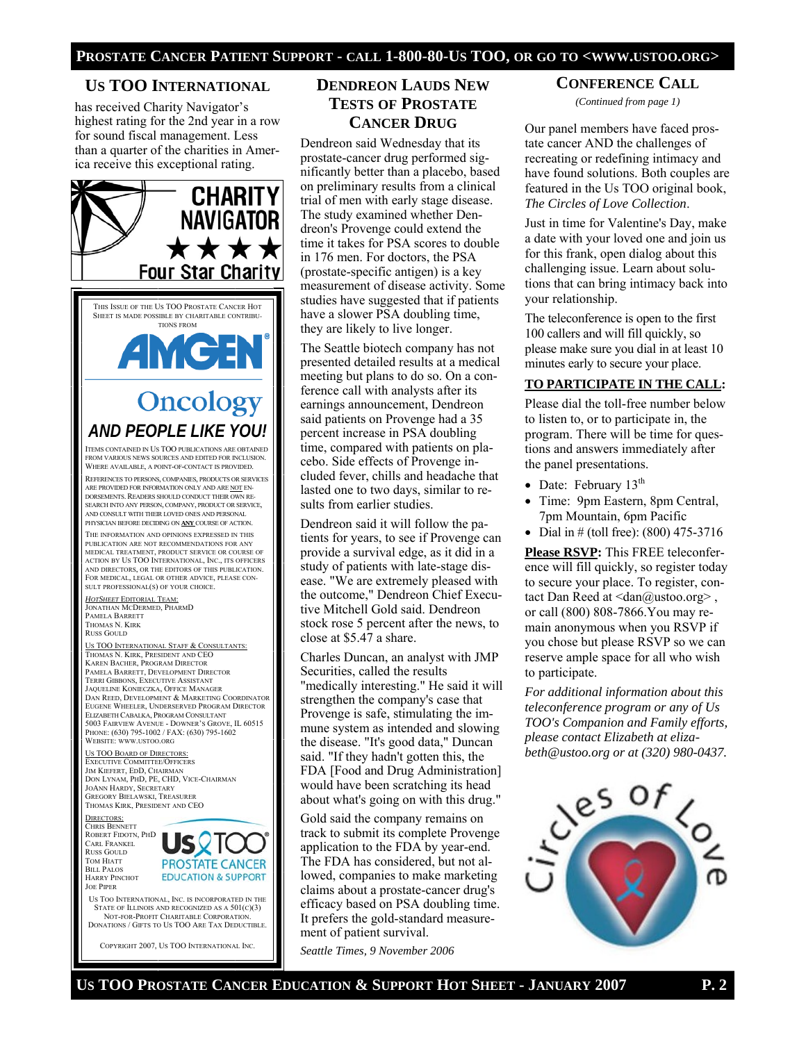## US TOO INTERNATIONAL

has received Charity Navigator's highest rating for the 2nd year in a row for sound fiscal management. Less than a quarter of the charities in America receive this exceptional rating.

CHARITY NAVIGATOR ★★★★ Four Star Charity

THIS ISSUE OF THE US TOO PROSTATE CANCER HOT SHEET IS MADE POSSIBLE BY CHARITABLE CONTRIBUTIONS FROM

AMGEN Oncology

*AND PEOPLE LIKE YOU!*

ITEMS CONTAINED IN US TOO PUBLICATIONS ARE OBTAINED FROM VARIOUS NEWS SOURCES AND EDITED FOR INCLUSION. WHERE AVAILABLE, A POINT-OF-CONTACT IS PROVIDED.

REFERENCES TO PERSONS, COMPANIES, PRODUCTS OR SERVICES ARE PROVIDED FOR INFORMATION ONLY AND ARE NOT ENDORSEMENTS. READERS SHOULD CONDUCT THEIR OWN RESEARCH INTO ANY PERSON, COMPANY, PRODUCT OR SERVICE, AND CONSULT WITH THEIR LOVED ONES AND PERSONAL PHYSICIAN BEFORE DECIDING ON **ANY** COURSE OF ACTION.

THE INFORMATION AND OPINIONS EXPRESSED IN THIS PUBLICATION ARE NOT RECOMMENDATIONS FOR ANY MEDICAL TREATMENT, PRODUCT SERVICE OR COURSE OF ACTION BY US TOO INTERNATIONAL, INC., ITS OFFICERS AND DIRECTORS, OR THE EDITORS OF THIS PUBLICATION. FOR MEDICAL, LEGAL OR OTHER ADVICE, PLEASE CONSULT PROFESSIONAL(S) OF YOUR CHOICE.

*HOTSHEET* EDITORIAL TEAM:
JONATHAN MCDERMED, PHARMD
PAMELA BARRETT
THOMAS N. KIRK
RUSS GOULD

US TOO INTERNATIONAL STAFF & CONSULTANTS:
THOMAS N. KIRK, PRESIDENT AND CEO
KAREN BACHER, PROGRAM DIRECTOR
PAMELA BARRETT, DEVELOPMENT DIRECTOR
TERRI GIBBONS, EXECUTIVE ASSISTANT
JAQUELINE KONIECZKA, OFFICE MANAGER
DAN REED, DEVELOPMENT & MARKETING COORDINATOR
EUGENE WHEELER, UNDERSERVED PROGRAM DIRECTOR
ELIZABETH CABALKA, PROGRAM CONSULTANT
5003 FAIRVIEW AVENUE - DOWNER'S GROVE, IL 60515
PHONE: (630) 795-1002 / FAX: (630) 795-1602
WEBSITE: WWW.USTOO.ORG

US TOO BOARD OF DIRECTORS:
EXECUTIVE COMMITTEE/OFFICERS
JIM KIEFERT, EDD, CHAIRMAN
DON LYNAM, PHD, PE, CHD, VICE-CHAIRMAN
JOANN HARDY, SECRETARY
GREGORY BIELAWSKI, TREASURER
THOMAS KIRK, PRESIDENT AND CEO

DIRECTORS:
CHRIS BENNETT
ROBERT FIDOTN, PHD
CARL FRANKEL
RUSS GOULD
TOM HIATT
BILL PALOS
HARRY PINCHOT
JOE PIPER

US TOO PROSTATE CANCER EDUCATION & SUPPORT

US TOO INTERNATIONAL, INC. IS INCORPORATED IN THE STATE OF ILLINOIS AND RECOGNIZED AS A 501(C)(3) NOT-FOR-PROFIT CHARITABLE CORPORATION. DONATIONS / GIFTS TO US TOO ARE TAX DEDUCTIBLE.

COPYRIGHT 2007, US TOO INTERNATIONAL INC.

## DENDREON LAUDS NEW TESTS OF PROSTATE CANCER DRUG

Dendreon said Wednesday that its prostate-cancer drug performed significantly better than a placebo, based on preliminary results from a clinical trial of men with early stage disease. The study examined whether Dendreon's Provenge could extend the time it takes for PSA scores to double in 176 men. For doctors, the PSA (prostate-specific antigen) is a key measurement of disease activity. Some studies have suggested that if patients have a slower PSA doubling time, they are likely to live longer.

The Seattle biotech company has not presented detailed results at a medical meeting but plans to do so. On a conference call with analysts after its earnings announcement, Dendreon said patients on Provenge had a 35 percent increase in PSA doubling time, compared with patients on placebo. Side effects of Provenge included fever, chills and headache that lasted one to two days, similar to results from earlier studies.

Dendreon said it will follow the patients for years, to see if Provenge can provide a survival edge, as it did in a study of patients with late-stage disease. "We are extremely pleased with the outcome," Dendreon Chief Executive Mitchell Gold said. Dendreon stock rose 5 percent after the news, to close at $5.47 a share.

Charles Duncan, an analyst with JMP Securities, called the results "medically interesting." He said it will strengthen the company's case that Provenge is safe, stimulating the immune system as intended and slowing the disease. "It's good data," Duncan said. "If they hadn't gotten this, the FDA [Food and Drug Administration] would have been scratching its head about what's going on with this drug."

Gold said the company remains on track to submit its complete Provenge application to the FDA by year-end. The FDA has considered, but not allowed, companies to make marketing claims about a prostate-cancer drug's efficacy based on PSA doubling time. It prefers the gold-standard measurement of patient survival.

*Seattle Times, 9 November 2006*

## CONFERENCE CALL

*(Continued from page 1)*

Our panel members have faced prostate cancer AND the challenges of recreating or redefining intimacy and have found solutions. Both couples are featured in the Us TOO original book, *The Circles of Love Collection*.

Just in time for Valentine's Day, make a date with your loved one and join us for this frank, open dialog about this challenging issue. Learn about solutions that can bring intimacy back into your relationship.

The teleconference is open to the first 100 callers and will fill quickly, so please make sure you dial in at least 10 minutes early to secure your place.

**TO PARTICIPATE IN THE CALL:**

Please dial the toll-free number below to listen to, or to participate in, the program. There will be time for questions and answers immediately after the panel presentations.

- Date: February 13th
- Time: 9pm Eastern, 8pm Central, 7pm Mountain, 6pm Pacific
- Dial in # (toll free): (800) 475-3716

**Please RSVP:** This FREE teleconference will fill quickly, so register today to secure your place. To register, contact Dan Reed at <dan@ustoo.org> , or call (800) 808-7866. You may remain anonymous when you RSVP if you chose but please RSVP so we can reserve ample space for all who wish to participate.

*For additional information about this teleconference program or any of Us TOO's Companion and Family efforts, please contact Elizabeth at elizabeth@ustoo.org or at (320) 980-0437.*

Circles of Love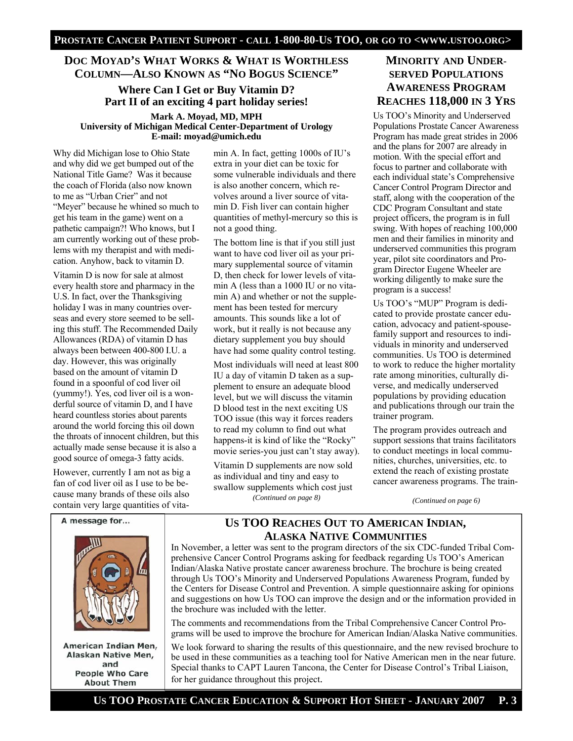## Doc Moyad's What Works & What is Worthless Column—Also Known as "No Bogus Science"

### Where Can I Get or Buy Vitamin D? Part II of an exciting 4 part holiday series!

**Mark A. Moyad, MD, MPH**
**University of Michigan Medical Center-Department of Urology**
**E-mail: moyad@umich.edu**

Why did Michigan lose to Ohio State and why did we get bumped out of the National Title Game? Was it because the coach of Florida (also now known to me as "Urban Crier" and not "Meyer" because he whined so much to get his team in the game) went on a pathetic campaign?! Who knows, but I am currently working out of these problems with my therapist and with medication. Anyhow, back to vitamin D.

Vitamin D is now for sale at almost every health store and pharmacy in the U.S. In fact, over the Thanksgiving holiday I was in many countries overseas and every store seemed to be selling this stuff. The Recommended Daily Allowances (RDA) of vitamin D has always been between 400-800 I.U. a day. However, this was originally based on the amount of vitamin D found in a spoonful of cod liver oil (yummy!). Yes, cod liver oil is a wonderful source of vitamin D, and I have heard countless stories about parents around the world forcing this oil down the throats of innocent children, but this actually made sense because it is also a good source of omega-3 fatty acids.

However, currently I am not as big a fan of cod liver oil as I use to be because many brands of these oils also contain very large quantities of vitamin A. In fact, getting 1000s of IU's extra in your diet can be toxic for some vulnerable individuals and there is also another concern, which revolves around a liver source of vitamin D. Fish liver can contain higher quantities of methyl-mercury so this is not a good thing.

The bottom line is that if you still just want to have cod liver oil as your primary supplemental source of vitamin D, then check for lower levels of vitamin A (less than a 1000 IU or no vitamin A) and whether or not the supplement has been tested for mercury amounts. This sounds like a lot of work, but it really is not because any dietary supplement you buy should have had some quality control testing.

Most individuals will need at least 800 IU a day of vitamin D taken as a supplement to ensure an adequate blood level, but we will discuss the vitamin D blood test in the next exciting US TOO issue (this way it forces readers to read my column to find out what happens-it is kind of like the "Rocky" movie series-you just can't stay away).

Vitamin D supplements are now sold as individual and tiny and easy to swallow supplements which cost just

*(Continued on page 8)*

## Minority and Underserved Populations Awareness Program Reaches 118,000 in 3 Yrs

Us TOO's Minority and Underserved Populations Prostate Cancer Awareness Program has made great strides in 2006 and the plans for 2007 are already in motion. With the special effort and focus to partner and collaborate with each individual state's Comprehensive Cancer Control Program Director and staff, along with the cooperation of the CDC Program Consultant and state project officers, the program is in full swing. With hopes of reaching 100,000 men and their families in minority and underserved communities this program year, pilot site coordinators and Program Director Eugene Wheeler are working diligently to make sure the program is a success!

Us TOO's "MUP" Program is dedicated to provide prostate cancer education, advocacy and patient-spouse-family support and resources to individuals in minority and underserved communities. Us TOO is determined to work to reduce the higher mortality rate among minorities, culturally diverse, and medically underserved populations by providing education and publications through our train the trainer program.

The program provides outreach and support sessions that trains facilitators to conduct meetings in local communities, churches, universities, etc. to extend the reach of existing prostate cancer awareness programs. The train-

*(Continued on page 6)*

A message for...

American Indian Men, Alaskan Native Men, and People Who Care About Them

## Us TOO Reaches Out to American Indian, Alaska Native Communities

In November, a letter was sent to the program directors of the six CDC-funded Tribal Comprehensive Cancer Control Programs asking for feedback regarding Us TOO's American Indian/Alaska Native prostate cancer awareness brochure. The brochure is being created through Us TOO's Minority and Underserved Populations Awareness Program, funded by the Centers for Disease Control and Prevention. A simple questionnaire asking for opinions and suggestions on how Us TOO can improve the design and or the information provided in the brochure was included with the letter.

The comments and recommendations from the Tribal Comprehensive Cancer Control Programs will be used to improve the brochure for American Indian/Alaska Native communities.

We look forward to sharing the results of this questionnaire, and the new revised brochure to be used in these communities as a teaching tool for Native American men in the near future. Special thanks to CAPT Lauren Tancona, the Center for Disease Control's Tribal Liaison, for her guidance throughout this project.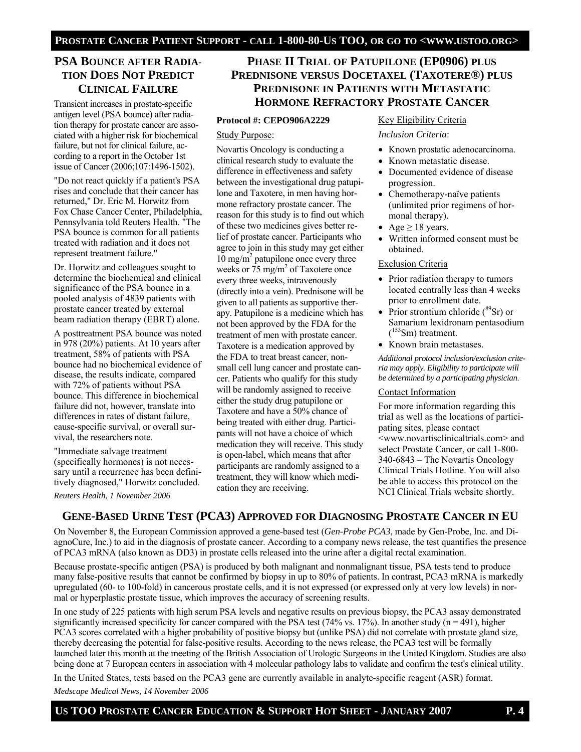## PSA Bounce after Radiation Does Not Predict Clinical Failure

Transient increases in prostate-specific antigen level (PSA bounce) after radiation therapy for prostate cancer are associated with a higher risk for biochemical failure, but not for clinical failure, according to a report in the October 1st issue of Cancer (2006;107:1496-1502).

"Do not react quickly if a patient's PSA rises and conclude that their cancer has returned," Dr. Eric M. Horwitz from Fox Chase Cancer Center, Philadelphia, Pennsylvania told Reuters Health. "The PSA bounce is common for all patients treated with radiation and it does not represent treatment failure."

Dr. Horwitz and colleagues sought to determine the biochemical and clinical significance of the PSA bounce in a pooled analysis of 4839 patients with prostate cancer treated by external beam radiation therapy (EBRT) alone.

A posttreatment PSA bounce was noted in 978 (20%) patients. At 10 years after treatment, 58% of patients with PSA bounce had no biochemical evidence of disease, the results indicate, compared with 72% of patients without PSA bounce. This difference in biochemical failure did not, however, translate into differences in rates of distant failure, cause-specific survival, or overall survival, the researchers note.

"Immediate salvage treatment (specifically hormones) is not necessary until a recurrence has been definitively diagnosed," Horwitz concluded.

*Reuters Health, 1 November 2006*

## Phase II Trial of Patupilone (EP0906) plus Prednisone versus Docetaxel (Taxotere®) plus Prednisone in Patients with Metastatic Hormone Refractory Prostate Cancer

**Protocol #: CEPO906A2229**

Study Purpose:

Novartis Oncology is conducting a clinical research study to evaluate the difference in effectiveness and safety between the investigational drug patupilone and Taxotere, in men having hormone refractory prostate cancer. The reason for this study is to find out which of these two medicines gives better relief of prostate cancer. Participants who agree to join in this study may get either 10 mg/m$^2$ patupilone once every three weeks or 75 mg/m$^2$ of Taxotere once every three weeks, intravenously (directly into a vein). Prednisone will be given to all patients as supportive therapy. Patupilone is a medicine which has not been approved by the FDA for the treatment of men with prostate cancer. Taxotere is a medication approved by the FDA to treat breast cancer, non-small cell lung cancer and prostate cancer. Patients who qualify for this study will be randomly assigned to receive either the study drug patupilone or Taxotere and have a 50% chance of being treated with either drug. Participants will not have a choice of which medication they will receive. This study is open-label, which means that after participants are randomly assigned to a treatment, they will know which medication they are receiving.

Key Eligibility Criteria

*Inclusion Criteria*:

- Known prostatic adenocarcinoma.
- Known metastatic disease.
- Documented evidence of disease progression.
- Chemotherapy-naïve patients (unlimited prior regimens of hormonal therapy).
- Age ≥ 18 years.
- Written informed consent must be obtained.

Exclusion Criteria

- Prior radiation therapy to tumors located centrally less than 4 weeks prior to enrollment date.
- Prior strontium chloride ($^{89}$Sr) or Samarium lexidronam pentasodium ($^{153}$Sm) treatment.
- Known brain metastases.

*Additional protocol inclusion/exclusion criteria may apply. Eligibility to participate will be determined by a participating physician.*

Contact Information

For more information regarding this trial as well as the locations of participating sites, please contact <www.novartisclinicaltrials.com> and select Prostate Cancer, or call 1-800-340-6843 – The Novartis Oncology Clinical Trials Hotline. You will also be able to access this protocol on the NCI Clinical Trials website shortly.

## Gene-Based Urine Test (PCA3) Approved for Diagnosing Prostate Cancer in EU

On November 8, the European Commission approved a gene-based test (*Gen-Probe PCA3*, made by Gen-Probe, Inc. and DiagnoCure, Inc.) to aid in the diagnosis of prostate cancer. According to a company news release, the test quantifies the presence of PCA3 mRNA (also known as DD3) in prostate cells released into the urine after a digital rectal examination.

Because prostate-specific antigen (PSA) is produced by both malignant and nonmalignant tissue, PSA tests tend to produce many false-positive results that cannot be confirmed by biopsy in up to 80% of patients. In contrast, PCA3 mRNA is markedly upregulated (60- to 100-fold) in cancerous prostate cells, and it is not expressed (or expressed only at very low levels) in normal or hyperplastic prostate tissue, which improves the accuracy of screening results.

In one study of 225 patients with high serum PSA levels and negative results on previous biopsy, the PCA3 assay demonstrated significantly increased specificity for cancer compared with the PSA test (74% vs. 17%). In another study (n = 491), higher PCA3 scores correlated with a higher probability of positive biopsy but (unlike PSA) did not correlate with prostate gland size, thereby decreasing the potential for false-positive results. According to the news release, the PCA3 test will be formally launched later this month at the meeting of the British Association of Urologic Surgeons in the United Kingdom. Studies are also being done at 7 European centers in association with 4 molecular pathology labs to validate and confirm the test's clinical utility.

In the United States, tests based on the PCA3 gene are currently available in analyte-specific reagent (ASR) format.

*Medscape Medical News, 14 November 2006*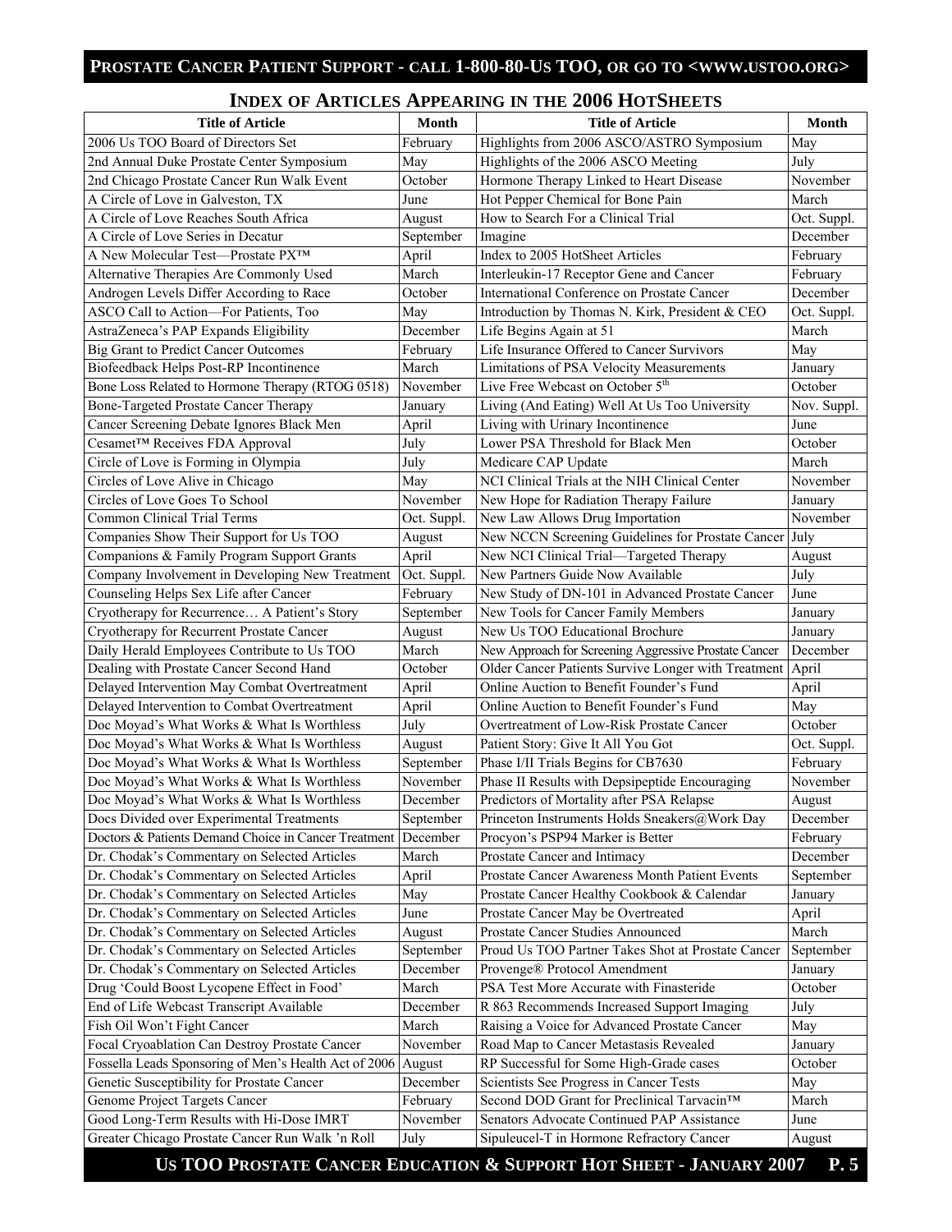## INDEX OF ARTICLES APPEARING IN THE 2006 HOTSHEETS

| Title of Article | Month | Title of Article | Month |
|---|---|---|---|
| 2006 Us TOO Board of Directors Set | February | Highlights from 2006 ASCO/ASTRO Symposium | May |
| 2nd Annual Duke Prostate Center Symposium | May | Highlights of the 2006 ASCO Meeting | July |
| 2nd Chicago Prostate Cancer Run Walk Event | October | Hormone Therapy Linked to Heart Disease | November |
| A Circle of Love in Galveston, TX | June | Hot Pepper Chemical for Bone Pain | March |
| A Circle of Love Reaches South Africa | August | How to Search For a Clinical Trial | Oct. Suppl. |
| A Circle of Love Series in Decatur | September | Imagine | December |
| A New Molecular Test—Prostate PX™ | April | Index to 2005 HotSheet Articles | February |
| Alternative Therapies Are Commonly Used | March | Interleukin-17 Receptor Gene and Cancer | February |
| Androgen Levels Differ According to Race | October | International Conference on Prostate Cancer | December |
| ASCO Call to Action—For Patients, Too | May | Introduction by Thomas N. Kirk, President & CEO | Oct. Suppl. |
| AstraZeneca's PAP Expands Eligibility | December | Life Begins Again at 51 | March |
| Big Grant to Predict Cancer Outcomes | February | Life Insurance Offered to Cancer Survivors | May |
| Biofeedback Helps Post-RP Incontinence | March | Limitations of PSA Velocity Measurements | January |
| Bone Loss Related to Hormone Therapy (RTOG 0518) | November | Live Free Webcast on October 5th | October |
| Bone-Targeted Prostate Cancer Therapy | January | Living (And Eating) Well At Us Too University | Nov. Suppl. |
| Cancer Screening Debate Ignores Black Men | April | Living with Urinary Incontinence | June |
| Cesamet™ Receives FDA Approval | July | Lower PSA Threshold for Black Men | October |
| Circle of Love is Forming in Olympia | July | Medicare CAP Update | March |
| Circles of Love Alive in Chicago | May | NCI Clinical Trials at the NIH Clinical Center | November |
| Circles of Love Goes To School | November | New Hope for Radiation Therapy Failure | January |
| Common Clinical Trial Terms | Oct. Suppl. | New Law Allows Drug Importation | November |
| Companies Show Their Support for Us TOO | August | New NCCN Screening Guidelines for Prostate Cancer | July |
| Companions & Family Program Support Grants | April | New NCI Clinical Trial—Targeted Therapy | August |
| Company Involvement in Developing New Treatment | Oct. Suppl. | New Partners Guide Now Available | July |
| Counseling Helps Sex Life after Cancer | February | New Study of DN-101 in Advanced Prostate Cancer | June |
| Cryotherapy for Recurrence… A Patient's Story | September | New Tools for Cancer Family Members | January |
| Cryotherapy for Recurrent Prostate Cancer | August | New Us TOO Educational Brochure | January |
| Daily Herald Employees Contribute to Us TOO | March | New Approach for Screening Aggressive Prostate Cancer | December |
| Dealing with Prostate Cancer Second Hand | October | Older Cancer Patients Survive Longer with Treatment | April |
| Delayed Intervention May Combat Overtreatment | April | Online Auction to Benefit Founder's Fund | April |
| Delayed Intervention to Combat Overtreatment | April | Online Auction to Benefit Founder's Fund | May |
| Doc Moyad's What Works & What Is Worthless | July | Overtreatment of Low-Risk Prostate Cancer | October |
| Doc Moyad's What Works & What Is Worthless | August | Patient Story: Give It All You Got | Oct. Suppl. |
| Doc Moyad's What Works & What Is Worthless | September | Phase I/II Trials Begins for CB7630 | February |
| Doc Moyad's What Works & What Is Worthless | November | Phase II Results with Depsipeptide Encouraging | November |
| Doc Moyad's What Works & What Is Worthless | December | Predictors of Mortality after PSA Relapse | August |
| Docs Divided over Experimental Treatments | September | Princeton Instruments Holds Sneakers@Work Day | December |
| Doctors & Patients Demand Choice in Cancer Treatment | December | Procyon's PSP94 Marker is Better | February |
| Dr. Chodak's Commentary on Selected Articles | March | Prostate Cancer and Intimacy | December |
| Dr. Chodak's Commentary on Selected Articles | April | Prostate Cancer Awareness Month Patient Events | September |
| Dr. Chodak's Commentary on Selected Articles | May | Prostate Cancer Healthy Cookbook & Calendar | January |
| Dr. Chodak's Commentary on Selected Articles | June | Prostate Cancer May be Overtreated | April |
| Dr. Chodak's Commentary on Selected Articles | August | Prostate Cancer Studies Announced | March |
| Dr. Chodak's Commentary on Selected Articles | September | Proud Us TOO Partner Takes Shot at Prostate Cancer | September |
| Dr. Chodak's Commentary on Selected Articles | December | Provenge® Protocol Amendment | January |
| Drug 'Could Boost Lycopene Effect in Food' | March | PSA Test More Accurate with Finasteride | October |
| End of Life Webcast Transcript Available | December | R 863 Recommends Increased Support Imaging | July |
| Fish Oil Won't Fight Cancer | March | Raising a Voice for Advanced Prostate Cancer | May |
| Focal Cryoablation Can Destroy Prostate Cancer | November | Road Map to Cancer Metastasis Revealed | January |
| Fossella Leads Sponsoring of Men's Health Act of 2006 | August | RP Successful for Some High-Grade cases | October |
| Genetic Susceptibility for Prostate Cancer | December | Scientists See Progress in Cancer Tests | May |
| Genome Project Targets Cancer | February | Second DOD Grant for Preclinical Tarvacin™ | March |
| Good Long-Term Results with Hi-Dose IMRT | November | Senators Advocate Continued PAP Assistance | June |
| Greater Chicago Prostate Cancer Run Walk 'n Roll | July | Sipuleucel-T in Hormone Refractory Cancer | August |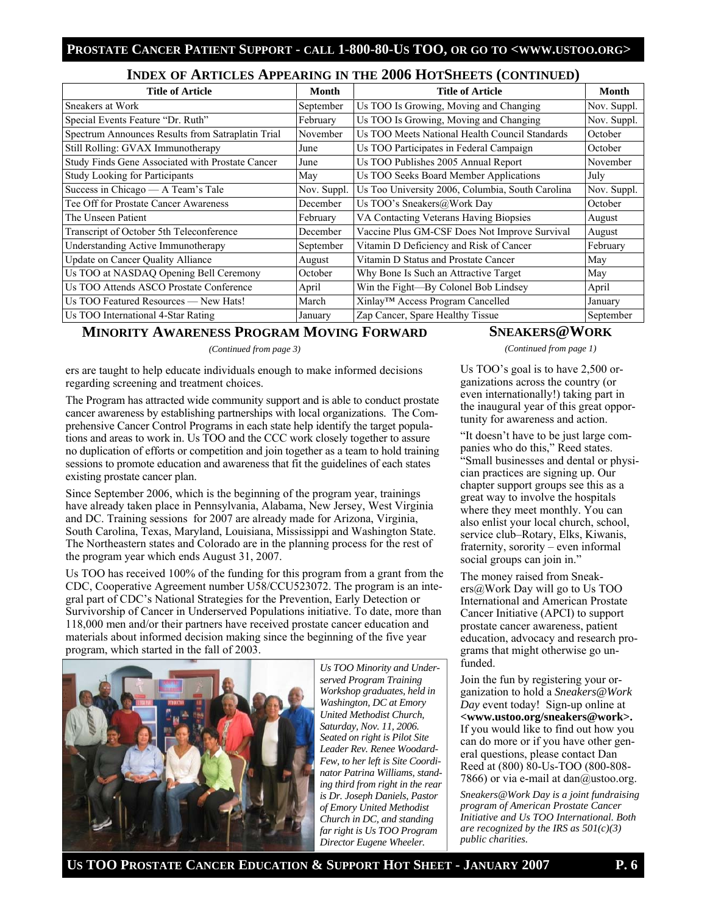## Index of Articles Appearing in the 2006 HotSheets (continued)

| Title of Article | Month | Title of Article | Month |
|---|---|---|---|
| Sneakers at Work | September | Us TOO Is Growing, Moving and Changing | Nov. Suppl. |
| Special Events Feature "Dr. Ruth" | February | Us TOO Is Growing, Moving and Changing | Nov. Suppl. |
| Spectrum Announces Results from Satraplatin Trial | November | Us TOO Meets National Health Council Standards | October |
| Still Rolling: GVAX Immunotherapy | June | Us TOO Participates in Federal Campaign | October |
| Study Finds Gene Associated with Prostate Cancer | June | Us TOO Publishes 2005 Annual Report | November |
| Study Looking for Participants | May | Us TOO Seeks Board Member Applications | July |
| Success in Chicago — A Team's Tale | Nov. Suppl. | Us Too University 2006, Columbia, South Carolina | Nov. Suppl. |
| Tee Off for Prostate Cancer Awareness | December | Us TOO's Sneakers@Work Day | October |
| The Unseen Patient | February | VA Contacting Veterans Having Biopsies | August |
| Transcript of October 5th Teleconference | December | Vaccine Plus GM-CSF Does Not Improve Survival | August |
| Understanding Active Immunotherapy | September | Vitamin D Deficiency and Risk of Cancer | February |
| Update on Cancer Quality Alliance | August | Vitamin D Status and Prostate Cancer | May |
| Us TOO at NASDAQ Opening Bell Ceremony | October | Why Bone Is Such an Attractive Target | May |
| Us TOO Attends ASCO Prostate Conference | April | Win the Fight—By Colonel Bob Lindsey | April |
| Us TOO Featured Resources — New Hats! | March | Xinlay™ Access Program Cancelled | January |
| Us TOO International 4-Star Rating | January | Zap Cancer, Spare Healthy Tissue | September |

## Minority Awareness Program Moving Forward

*(Continued from page 3)*

ers are taught to help educate individuals enough to make informed decisions regarding screening and treatment choices.

The Program has attracted wide community support and is able to conduct prostate cancer awareness by establishing partnerships with local organizations. The Comprehensive Cancer Control Programs in each state help identify the target populations and areas to work in. Us TOO and the CCC work closely together to assure no duplication of efforts or competition and join together as a team to hold training sessions to promote education and awareness that fit the guidelines of each states existing prostate cancer plan.

Since September 2006, which is the beginning of the program year, trainings have already taken place in Pennsylvania, Alabama, New Jersey, West Virginia and DC. Training sessions for 2007 are already made for Arizona, Virginia, South Carolina, Texas, Maryland, Louisiana, Mississippi and Washington State. The Northeastern states and Colorado are in the planning process for the rest of the program year which ends August 31, 2007.

Us TOO has received 100% of the funding for this program from a grant from the CDC, Cooperative Agreement number U58/CCU523072. The program is an integral part of CDC's National Strategies for the Prevention, Early Detection or Survivorship of Cancer in Underserved Populations initiative. To date, more than 118,000 men and/or their partners have received prostate cancer education and materials about informed decision making since the beginning of the five year program, which started in the fall of 2003.

*Us TOO Minority and Underserved Program Training Workshop graduates, held in Washington, DC at Emory United Methodist Church, Saturday, Nov. 11, 2006. Seated on right is Pilot Site Leader Rev. Renee Woodard-Few, to her left is Site Coordinator Patrina Williams, standing third from right in the rear is Dr. Joseph Daniels, Pastor of Emory United Methodist Church in DC, and standing far right is Us TOO Program Director Eugene Wheeler.*

## Sneakers@Work

*(Continued from page 1)*

Us TOO's goal is to have 2,500 organizations across the country (or even internationally!) taking part in the inaugural year of this great opportunity for awareness and action.

"It doesn't have to be just large companies who do this," Reed states. "Small businesses and dental or physician practices are signing up. Our chapter support groups see this as a great way to involve the hospitals where they meet monthly. You can also enlist your local church, school, service club–Rotary, Elks, Kiwanis, fraternity, sorority – even informal social groups can join in."

The money raised from Sneakers@Work Day will go to Us TOO International and American Prostate Cancer Initiative (APCI) to support prostate cancer awareness, patient education, advocacy and research programs that might otherwise go unfunded.

Join the fun by registering your organization to hold a *Sneakers@Work Day* event today! Sign-up online at **<www.ustoo.org/sneakers@work>.** If you would like to find out how you can do more or if you have other general questions, please contact Dan Reed at (800) 80-Us-TOO (800-808-7866) or via e-mail at dan@ustoo.org.

*Sneakers@Work Day is a joint fundraising program of American Prostate Cancer Initiative and Us TOO International. Both are recognized by the IRS as 501(c)(3) public charities.*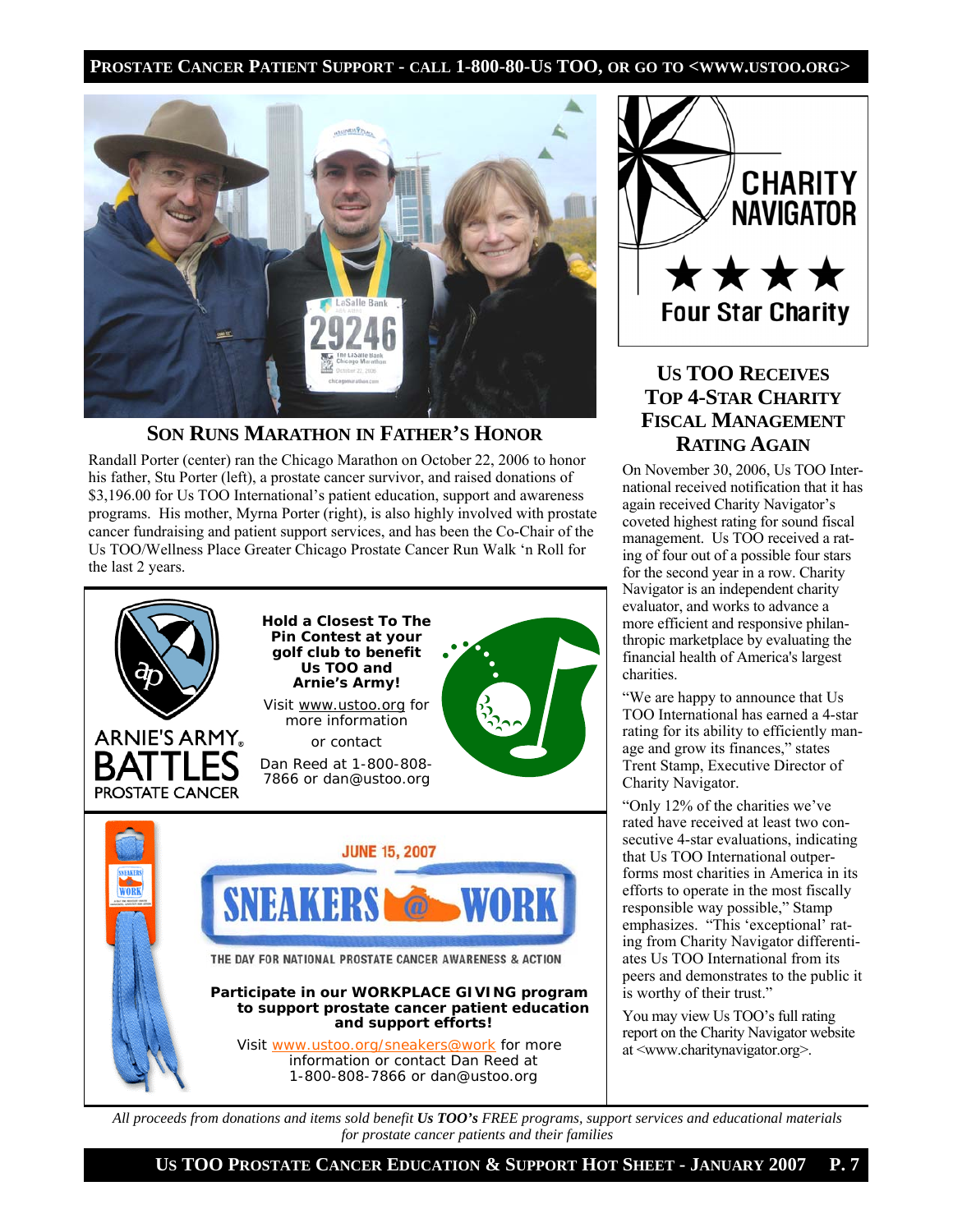## Son Runs Marathon in Father's Honor

Randall Porter (center) ran the Chicago Marathon on October 22, 2006 to honor his father, Stu Porter (left), a prostate cancer survivor, and raised donations of $3,196.00 for Us TOO International's patient education, support and awareness programs. His mother, Myrna Porter (right), is also highly involved with prostate cancer fundraising and patient support services, and has been the Co-Chair of the Us TOO/Wellness Place Greater Chicago Prostate Cancer Run Walk 'n Roll for the last 2 years.

ARNIE'S ARMY® BATTLES PROSTATE CANCER

**Hold a Closest To The Pin Contest at your golf club to benefit Us TOO and Arnie's Army!**

Visit www.ustoo.org for more information

or contact

Dan Reed at 1-800-808-7866 or dan@ustoo.org

JUNE 15, 2007

SNEAKERS @ WORK

THE DAY FOR NATIONAL PROSTATE CANCER AWARENESS & ACTION

**Participate in our WORKPLACE GIVING program to support prostate cancer patient education and support efforts!**

Visit www.ustoo.org/sneakers@work for more information or contact Dan Reed at 1-800-808-7866 or dan@ustoo.org

CHARITY NAVIGATOR ★★★★ Four Star Charity

## Us TOO Receives Top 4-Star Charity Fiscal Management Rating Again

On November 30, 2006, Us TOO International received notification that it has again received Charity Navigator's coveted highest rating for sound fiscal management. Us TOO received a rating of four out of a possible four stars for the second year in a row. Charity Navigator is an independent charity evaluator, and works to advance a more efficient and responsive philanthropic marketplace by evaluating the financial health of America's largest charities.

"We are happy to announce that Us TOO International has earned a 4-star rating for its ability to efficiently manage and grow its finances," states Trent Stamp, Executive Director of Charity Navigator.

"Only 12% of the charities we've rated have received at least two consecutive 4-star evaluations, indicating that Us TOO International outperforms most charities in America in its efforts to operate in the most fiscally responsible way possible," Stamp emphasizes. "This 'exceptional' rating from Charity Navigator differentiates Us TOO International from its peers and demonstrates to the public it is worthy of their trust."

You may view Us TOO's full rating report on the Charity Navigator website at <www.charitynavigator.org>.

*All proceeds from donations and items sold benefit **Us TOO's** FREE programs, support services and educational materials for prostate cancer patients and their families*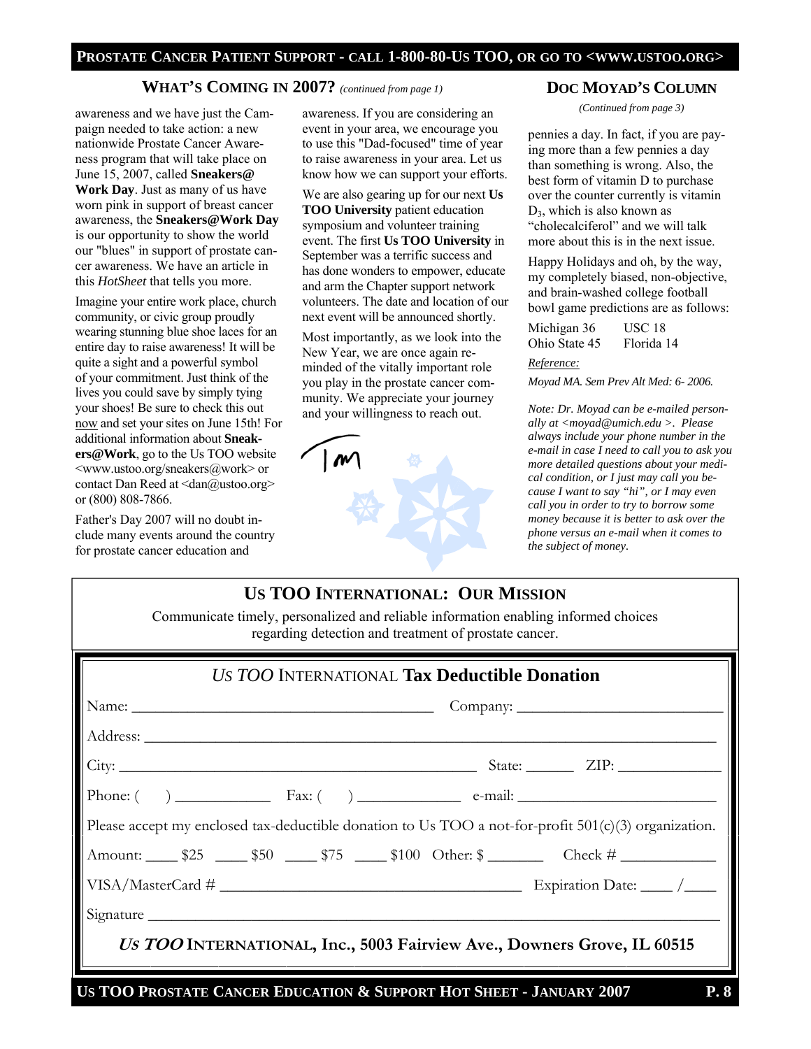## WHAT'S COMING IN 2007? *(continued from page 1)*

awareness and we have just the Campaign needed to take action: a new nationwide Prostate Cancer Awareness program that will take place on June 15, 2007, called **Sneakers@ Work Day**. Just as many of us have worn pink in support of breast cancer awareness, the **Sneakers@Work Day** is our opportunity to show the world our "blues" in support of prostate cancer awareness. We have an article in this *HotSheet* that tells you more.

Imagine your entire work place, church community, or civic group proudly wearing stunning blue shoe laces for an entire day to raise awareness! It will be quite a sight and a powerful symbol of your commitment. Just think of the lives you could save by simply tying your shoes! Be sure to check this out now and set your sites on June 15th! For additional information about **Sneakers@Work**, go to the Us TOO website <www.ustoo.org/sneakers@work> or contact Dan Reed at <dan@ustoo.org> or (800) 808-7866.

Father's Day 2007 will no doubt include many events around the country for prostate cancer education and awareness. If you are considering an event in your area, we encourage you to use this "Dad-focused" time of year to raise awareness in your area. Let us know how we can support your efforts.

We are also gearing up for our next **Us TOO University** patient education symposium and volunteer training event. The first **Us TOO University** in September was a terrific success and has done wonders to empower, educate and arm the Chapter support network volunteers. The date and location of our next event will be announced shortly.

Most importantly, as we look into the New Year, we are once again reminded of the vitally important role you play in the prostate cancer community. We appreciate your journey and your willingness to reach out.

Tom

## DOC MOYAD'S COLUMN

*(Continued from page 3)*

pennies a day. In fact, if you are paying more than a few pennies a day than something is wrong. Also, the best form of vitamin D to purchase over the counter currently is vitamin $D_3$, which is also known as "cholecalciferol" and we will talk more about this is in the next issue.

Happy Holidays and oh, by the way, my completely biased, non-objective, and brain-washed college football bowl game predictions are as follows:

| | |
|---|---|
| Michigan 36 | USC 18 |
| Ohio State 45 | Florida 14 |

*Reference:*

*Moyad MA. Sem Prev Alt Med: 6- 2006.*

*Note: Dr. Moyad can be e-mailed personally at <moyad@umich.edu >. Please always include your phone number in the e-mail in case I need to call you to ask you more detailed questions about your medical condition, or I just may call you because I want to say "hi", or I may even call you in order to try to borrow some money because it is better to ask over the phone versus an e-mail when it comes to the subject of money.*

## US TOO INTERNATIONAL: OUR MISSION

Communicate timely, personalized and reliable information enabling informed choices regarding detection and treatment of prostate cancer.

### *US TOO* INTERNATIONAL **Tax Deductible Donation**

Name: ______________________ Company: ______________________

Address: ______________________________________________

City: ______________________ State: ______ ZIP: ____________

Phone: ( ) ____________ Fax: ( ) ____________ e-mail: ______________________

Please accept my enclosed tax-deductible donation to Us TOO a not-for-profit 501(c)(3) organization.

Amount: ____ \$25 ____ \$50 ____ \$75 ____ \$100 Other: \$ _______ Check # ____________

VISA/MasterCard # ______________________________ Expiration Date: ____ /____

Signature ______________________________________________

***US TOO* INTERNATIONAL, Inc., 5003 Fairview Ave., Downers Grove, IL 60515**